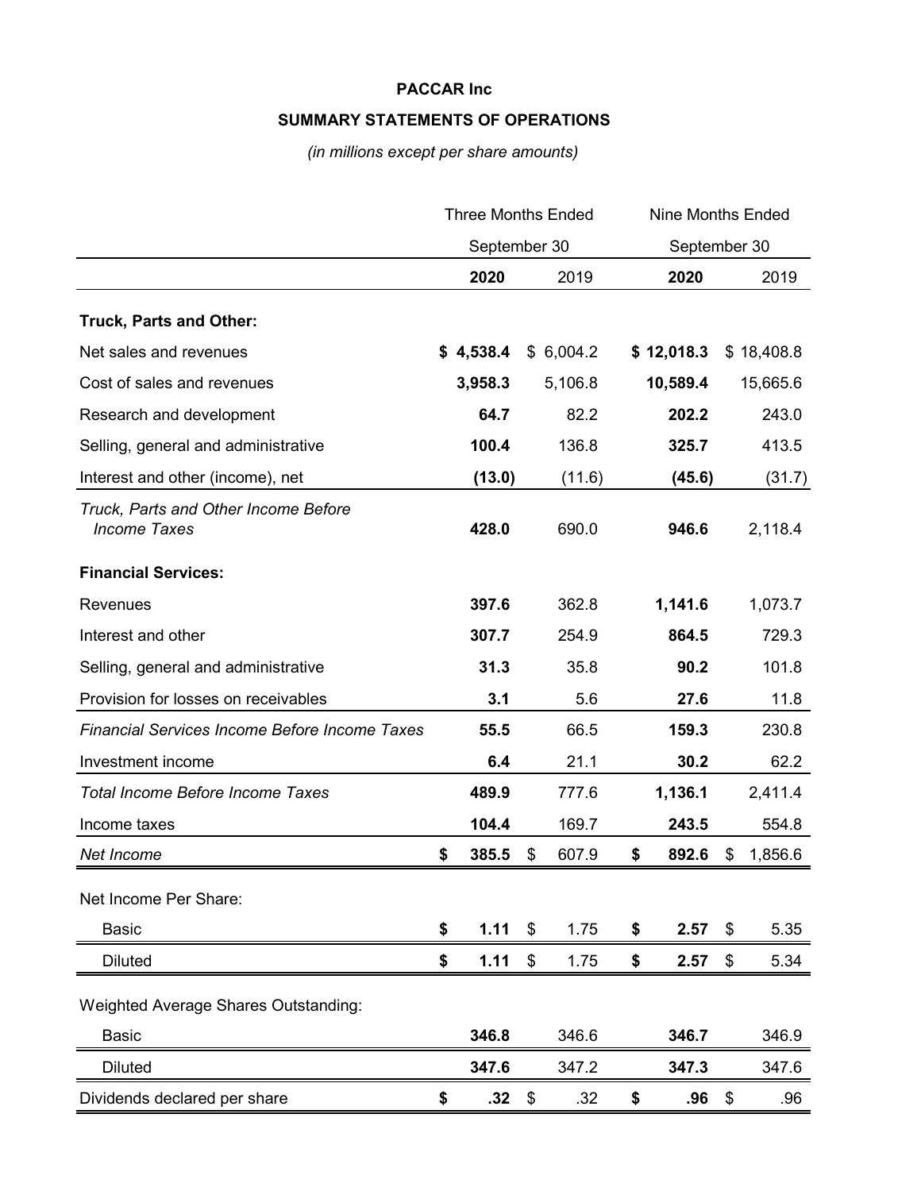**PACCAR Inc**

**SUMMARY STATEMENTS OF OPERATIONS**

*(in millions except per share amounts)*

| | Three Months Ended September 30 | | Nine Months Ended September 30 | |
|---|---|---|---|---|
| | **2020** | 2019 | **2020** | 2019 |
| **Truck, Parts and Other:** | | | | |
| Net sales and revenues | **$ 4,538.4** | $ 6,004.2 | **$ 12,018.3** | $ 18,408.8 |
| Cost of sales and revenues | **3,958.3** | 5,106.8 | **10,589.4** | 15,665.6 |
| Research and development | **64.7** | 82.2 | **202.2** | 243.0 |
| Selling, general and administrative | **100.4** | 136.8 | **325.7** | 413.5 |
| Interest and other (income), net | **(13.0)** | (11.6) | **(45.6)** | (31.7) |
| *Truck, Parts and Other Income Before Income Taxes* | **428.0** | 690.0 | **946.6** | 2,118.4 |
| **Financial Services:** | | | | |
| Revenues | **397.6** | 362.8 | **1,141.6** | 1,073.7 |
| Interest and other | **307.7** | 254.9 | **864.5** | 729.3 |
| Selling, general and administrative | **31.3** | 35.8 | **90.2** | 101.8 |
| Provision for losses on receivables | **3.1** | 5.6 | **27.6** | 11.8 |
| *Financial Services Income Before Income Taxes* | **55.5** | 66.5 | **159.3** | 230.8 |
| Investment income | **6.4** | 21.1 | **30.2** | 62.2 |
| *Total Income Before Income Taxes* | **489.9** | 777.6 | **1,136.1** | 2,411.4 |
| Income taxes | **104.4** | 169.7 | **243.5** | 554.8 |
| *Net Income* | **$ 385.5** | $ 607.9 | **$ 892.6** | $ 1,856.6 |
| Net Income Per Share: | | | | |
| Basic | **$ 1.11** | $ 1.75 | **$ 2.57** | $ 5.35 |
| Diluted | **$ 1.11** | $ 1.75 | **$ 2.57** | $ 5.34 |
| Weighted Average Shares Outstanding: | | | | |
| Basic | **346.8** | 346.6 | **346.7** | 346.9 |
| Diluted | **347.6** | 347.2 | **347.3** | 347.6 |
| Dividends declared per share | **$ .32** | $ .32 | **$ .96** | $ .96 |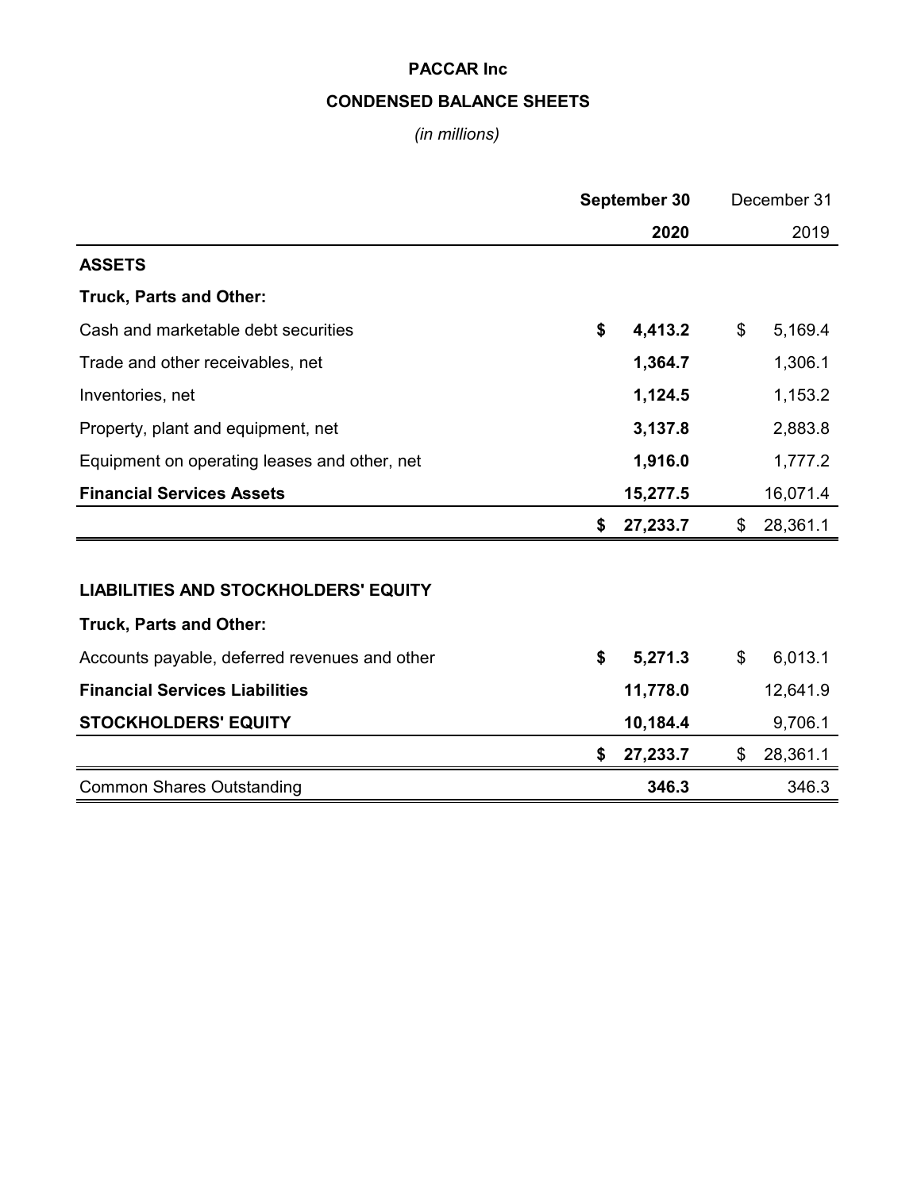# PACCAR Inc

## CONDENSED BALANCE SHEETS

*(in millions)*

| | **September 30 2020** | December 31 2019 |
|---|---|---|
| **ASSETS** | | |
| **Truck, Parts and Other:** | | |
| Cash and marketable debt securities | **$ 4,413.2** | $ 5,169.4 |
| Trade and other receivables, net | **1,364.7** | 1,306.1 |
| Inventories, net | **1,124.5** | 1,153.2 |
| Property, plant and equipment, net | **3,137.8** | 2,883.8 |
| Equipment on operating leases and other, net | **1,916.0** | 1,777.2 |
| **Financial Services Assets** | **15,277.5** | 16,071.4 |
| | **$ 27,233.7** | $ 28,361.1 |
| **LIABILITIES AND STOCKHOLDERS' EQUITY** | | |
| **Truck, Parts and Other:** | | |
| Accounts payable, deferred revenues and other | **$ 5,271.3** | $ 6,013.1 |
| **Financial Services Liabilities** | **11,778.0** | 12,641.9 |
| **STOCKHOLDERS' EQUITY** | **10,184.4** | 9,706.1 |
| | **$ 27,233.7** | $ 28,361.1 |
| Common Shares Outstanding | **346.3** | 346.3 |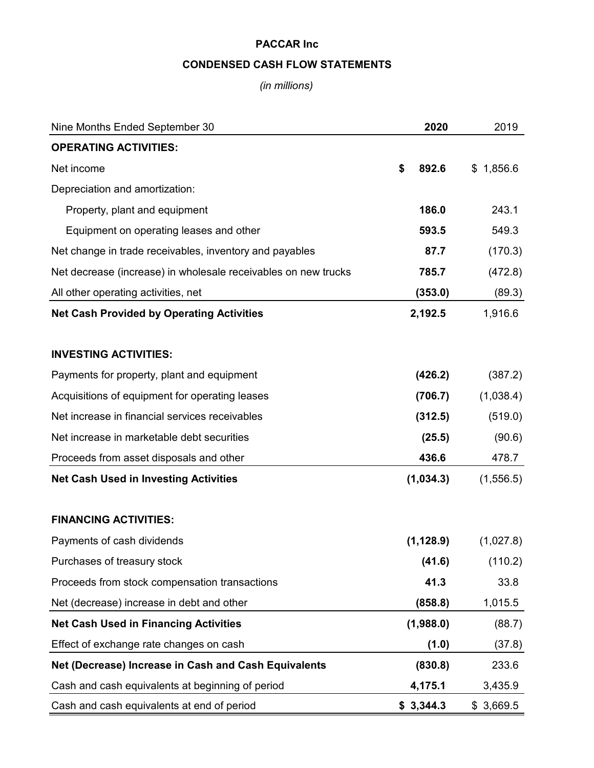# PACCAR Inc

## CONDENSED CASH FLOW STATEMENTS

*(in millions)*

| Nine Months Ended September 30 | **2020** | 2019 |
|---|---|---|
| **OPERATING ACTIVITIES:** | | |
| Net income | **$ 892.6** | $ 1,856.6 |
| Depreciation and amortization: | | |
| Property, plant and equipment | **186.0** | 243.1 |
| Equipment on operating leases and other | **593.5** | 549.3 |
| Net change in trade receivables, inventory and payables | **87.7** | (170.3) |
| Net decrease (increase) in wholesale receivables on new trucks | **785.7** | (472.8) |
| All other operating activities, net | **(353.0)** | (89.3) |
| **Net Cash Provided by Operating Activities** | **2,192.5** | 1,916.6 |
| | | |
| **INVESTING ACTIVITIES:** | | |
| Payments for property, plant and equipment | **(426.2)** | (387.2) |
| Acquisitions of equipment for operating leases | **(706.7)** | (1,038.4) |
| Net increase in financial services receivables | **(312.5)** | (519.0) |
| Net increase in marketable debt securities | **(25.5)** | (90.6) |
| Proceeds from asset disposals and other | **436.6** | 478.7 |
| **Net Cash Used in Investing Activities** | **(1,034.3)** | (1,556.5) |
| | | |
| **FINANCING ACTIVITIES:** | | |
| Payments of cash dividends | **(1,128.9)** | (1,027.8) |
| Purchases of treasury stock | **(41.6)** | (110.2) |
| Proceeds from stock compensation transactions | **41.3** | 33.8 |
| Net (decrease) increase in debt and other | **(858.8)** | 1,015.5 |
| **Net Cash Used in Financing Activities** | **(1,988.0)** | (88.7) |
| Effect of exchange rate changes on cash | **(1.0)** | (37.8) |
| **Net (Decrease) Increase in Cash and Cash Equivalents** | **(830.8)** | 233.6 |
| Cash and cash equivalents at beginning of period | **4,175.1** | 3,435.9 |
| Cash and cash equivalents at end of period | **$ 3,344.3** | $ 3,669.5 |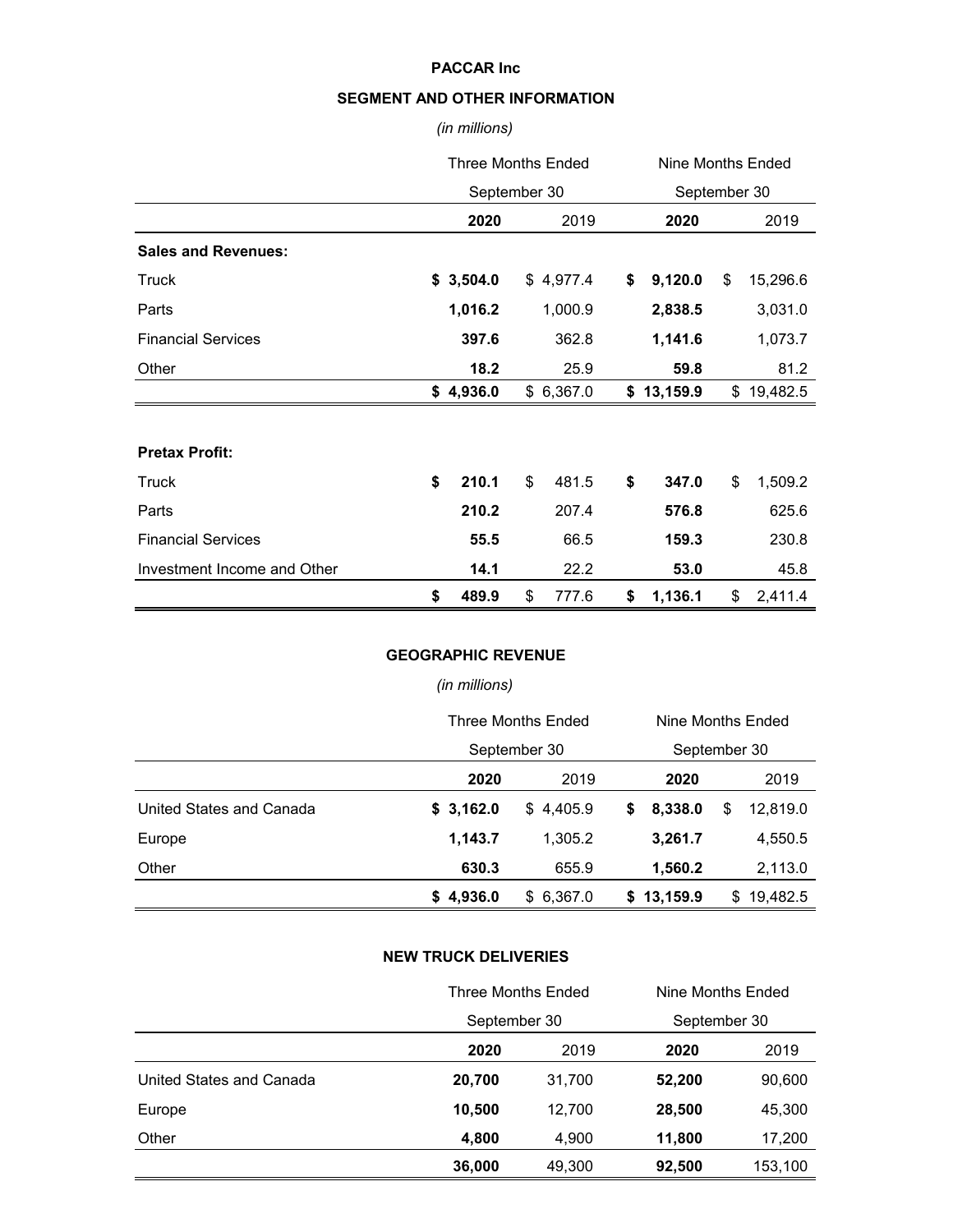**PACCAR Inc**

**SEGMENT AND OTHER INFORMATION**

*(in millions)*

| | Three Months Ended September 30 | | Nine Months Ended September 30 | |
|---|---|---|---|---|
| | **2020** | 2019 | **2020** | 2019 |
| **Sales and Revenues:** | | | | |
| Truck | **$ 3,504.0** | $ 4,977.4 | **$ 9,120.0** | $ 15,296.6 |
| Parts | **1,016.2** | 1,000.9 | **2,838.5** | 3,031.0 |
| Financial Services | **397.6** | 362.8 | **1,141.6** | 1,073.7 |
| Other | **18.2** | 25.9 | **59.8** | 81.2 |
| | **$ 4,936.0** | $ 6,367.0 | **$ 13,159.9** | $ 19,482.5 |
| **Pretax Profit:** | | | | |
| Truck | **$ 210.1** | $ 481.5 | **$ 347.0** | $ 1,509.2 |
| Parts | **210.2** | 207.4 | **576.8** | 625.6 |
| Financial Services | **55.5** | 66.5 | **159.3** | 230.8 |
| Investment Income and Other | **14.1** | 22.2 | **53.0** | 45.8 |
| | **$ 489.9** | $ 777.6 | **$ 1,136.1** | $ 2,411.4 |

**GEOGRAPHIC REVENUE**

*(in millions)*

| | Three Months Ended September 30 | | Nine Months Ended September 30 | |
|---|---|---|---|---|
| | **2020** | 2019 | **2020** | 2019 |
| United States and Canada | **$ 3,162.0** | $ 4,405.9 | **$ 8,338.0** | $ 12,819.0 |
| Europe | **1,143.7** | 1,305.2 | **3,261.7** | 4,550.5 |
| Other | **630.3** | 655.9 | **1,560.2** | 2,113.0 |
| | **$ 4,936.0** | $ 6,367.0 | **$ 13,159.9** | $ 19,482.5 |

**NEW TRUCK DELIVERIES**

| | Three Months Ended September 30 | | Nine Months Ended September 30 | |
|---|---|---|---|---|
| | **2020** | 2019 | **2020** | 2019 |
| United States and Canada | **20,700** | 31,700 | **52,200** | 90,600 |
| Europe | **10,500** | 12,700 | **28,500** | 45,300 |
| Other | **4,800** | 4,900 | **11,800** | 17,200 |
| | **36,000** | 49,300 | **92,500** | 153,100 |